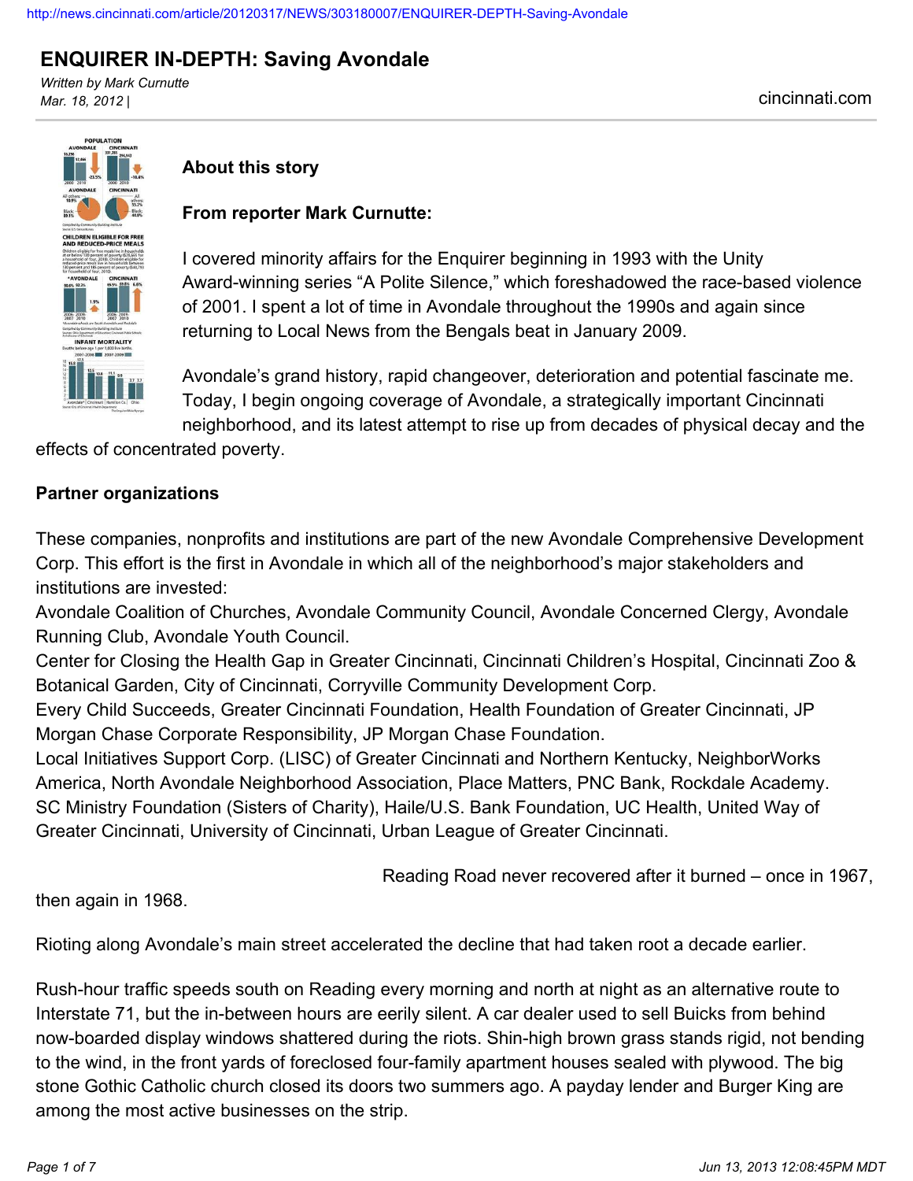# ENQUIRER IN-DEPTH: Saving Avondale

*Written by Mark Curnutte*
*Mar. 18, 2012 |*

cincinnati.com

### About this story

### From reporter Mark Curnutte:

I covered minority affairs for the Enquirer beginning in 1993 with the Unity Award-winning series "A Polite Silence," which foreshadowed the race-based violence of 2001. I spent a lot of time in Avondale throughout the 1990s and again since returning to Local News from the Bengals beat in January 2009.

Avondale's grand history, rapid changeover, deterioration and potential fascinate me. Today, I begin ongoing coverage of Avondale, a strategically important Cincinnati neighborhood, and its latest attempt to rise up from decades of physical decay and the effects of concentrated poverty.

### Partner organizations

These companies, nonprofits and institutions are part of the new Avondale Comprehensive Development Corp. This effort is the first in Avondale in which all of the neighborhood's major stakeholders and institutions are invested:

Avondale Coalition of Churches, Avondale Community Council, Avondale Concerned Clergy, Avondale Running Club, Avondale Youth Council.

Center for Closing the Health Gap in Greater Cincinnati, Cincinnati Children's Hospital, Cincinnati Zoo & Botanical Garden, City of Cincinnati, Corryville Community Development Corp.

Every Child Succeeds, Greater Cincinnati Foundation, Health Foundation of Greater Cincinnati, JP Morgan Chase Corporate Responsibility, JP Morgan Chase Foundation.

Local Initiatives Support Corp. (LISC) of Greater Cincinnati and Northern Kentucky, NeighborWorks America, North Avondale Neighborhood Association, Place Matters, PNC Bank, Rockdale Academy.

SC Ministry Foundation (Sisters of Charity), Haile/U.S. Bank Foundation, UC Health, United Way of Greater Cincinnati, University of Cincinnati, Urban League of Greater Cincinnati.

Reading Road never recovered after it burned – once in 1967, then again in 1968.

Rioting along Avondale's main street accelerated the decline that had taken root a decade earlier.

Rush-hour traffic speeds south on Reading every morning and north at night as an alternative route to Interstate 71, but the in-between hours are eerily silent. A car dealer used to sell Buicks from behind now-boarded display windows shattered during the riots. Shin-high brown grass stands rigid, not bending to the wind, in the front yards of foreclosed four-family apartment houses sealed with plywood. The big stone Gothic Catholic church closed its doors two summers ago. A payday lender and Burger King are among the most active businesses on the strip.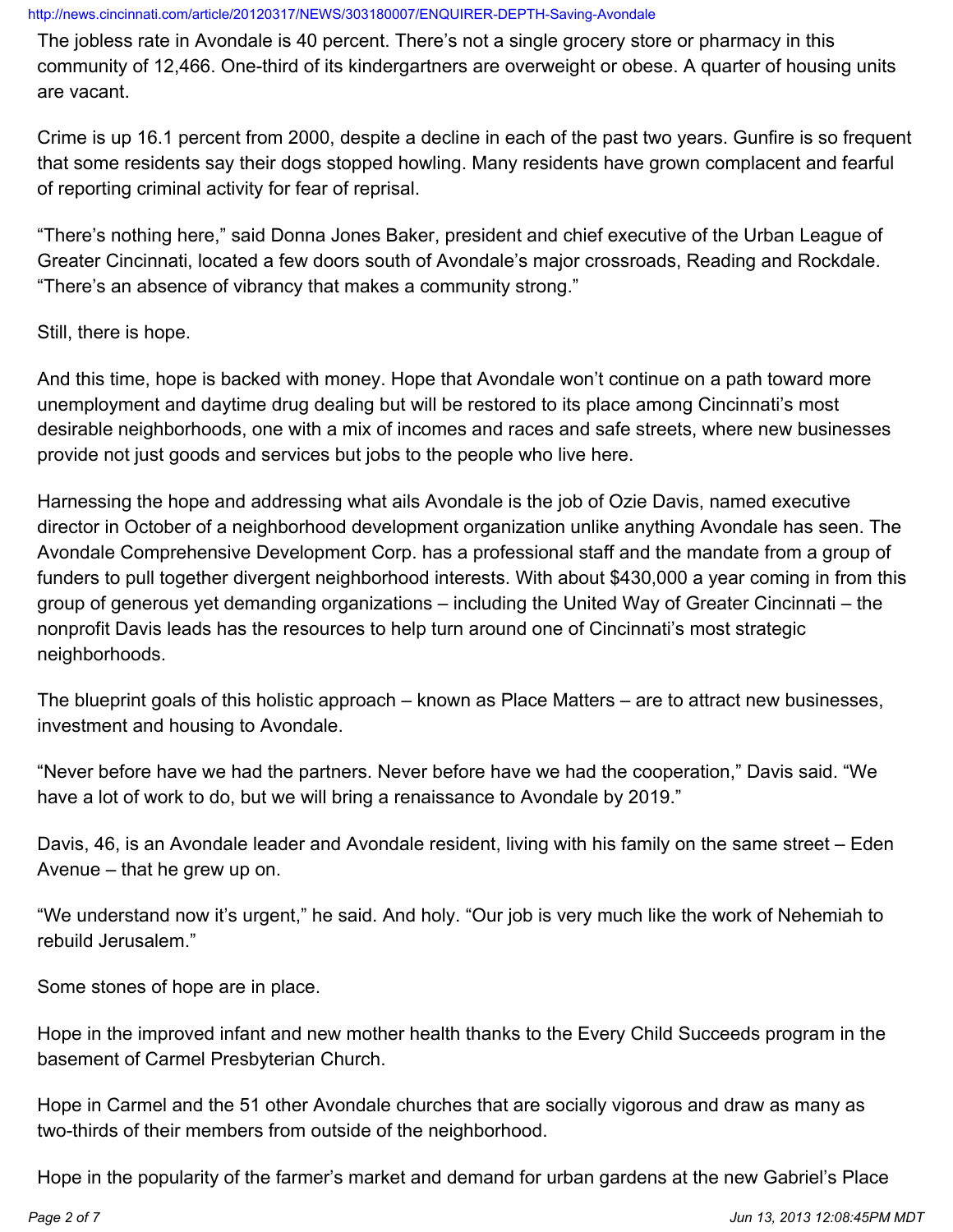The jobless rate in Avondale is 40 percent. There's not a single grocery store or pharmacy in this community of 12,466. One-third of its kindergartners are overweight or obese. A quarter of housing units are vacant.

Crime is up 16.1 percent from 2000, despite a decline in each of the past two years. Gunfire is so frequent that some residents say their dogs stopped howling. Many residents have grown complacent and fearful of reporting criminal activity for fear of reprisal.

"There's nothing here," said Donna Jones Baker, president and chief executive of the Urban League of Greater Cincinnati, located a few doors south of Avondale's major crossroads, Reading and Rockdale. "There's an absence of vibrancy that makes a community strong."

Still, there is hope.

And this time, hope is backed with money. Hope that Avondale won't continue on a path toward more unemployment and daytime drug dealing but will be restored to its place among Cincinnati's most desirable neighborhoods, one with a mix of incomes and races and safe streets, where new businesses provide not just goods and services but jobs to the people who live here.

Harnessing the hope and addressing what ails Avondale is the job of Ozie Davis, named executive director in October of a neighborhood development organization unlike anything Avondale has seen. The Avondale Comprehensive Development Corp. has a professional staff and the mandate from a group of funders to pull together divergent neighborhood interests. With about $430,000 a year coming in from this group of generous yet demanding organizations – including the United Way of Greater Cincinnati – the nonprofit Davis leads has the resources to help turn around one of Cincinnati's most strategic neighborhoods.

The blueprint goals of this holistic approach – known as Place Matters – are to attract new businesses, investment and housing to Avondale.

"Never before have we had the partners. Never before have we had the cooperation," Davis said. "We have a lot of work to do, but we will bring a renaissance to Avondale by 2019."

Davis, 46, is an Avondale leader and Avondale resident, living with his family on the same street – Eden Avenue – that he grew up on.

"We understand now it's urgent," he said. And holy. "Our job is very much like the work of Nehemiah to rebuild Jerusalem."

Some stones of hope are in place.

Hope in the improved infant and new mother health thanks to the Every Child Succeeds program in the basement of Carmel Presbyterian Church.

Hope in Carmel and the 51 other Avondale churches that are socially vigorous and draw as many as two-thirds of their members from outside of the neighborhood.

Hope in the popularity of the farmer's market and demand for urban gardens at the new Gabriel's Place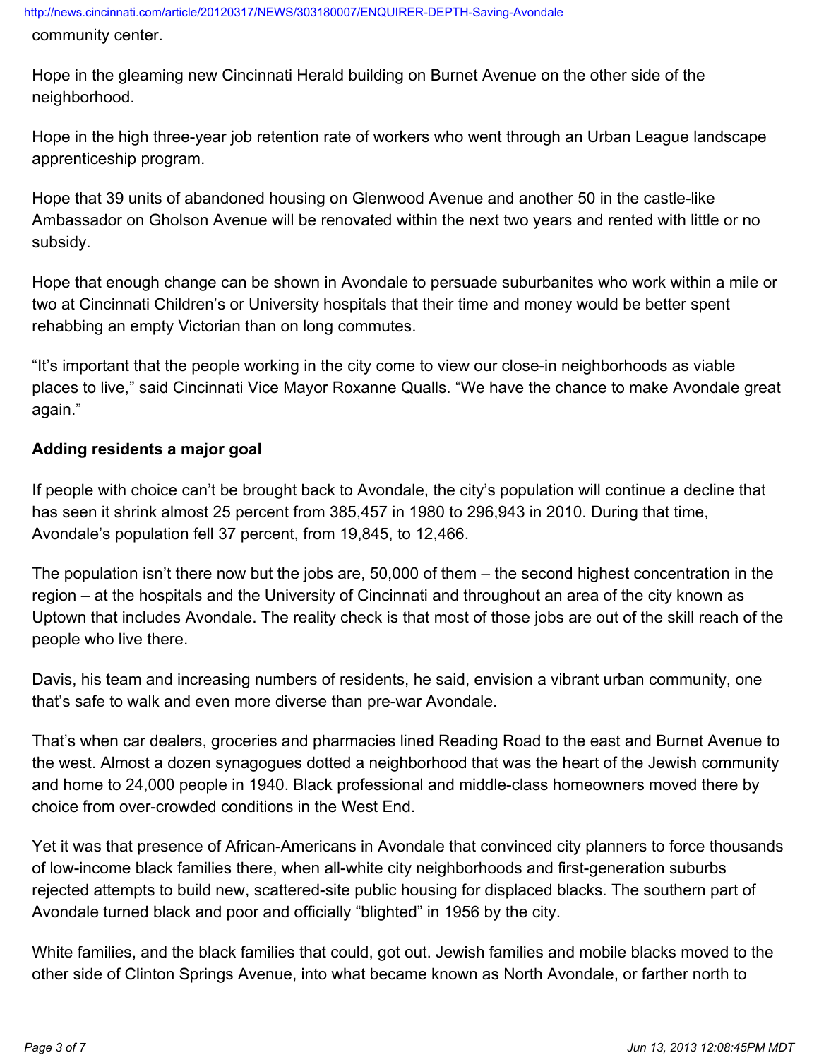community center.

Hope in the gleaming new Cincinnati Herald building on Burnet Avenue on the other side of the neighborhood.

Hope in the high three-year job retention rate of workers who went through an Urban League landscape apprenticeship program.

Hope that 39 units of abandoned housing on Glenwood Avenue and another 50 in the castle-like Ambassador on Gholson Avenue will be renovated within the next two years and rented with little or no subsidy.

Hope that enough change can be shown in Avondale to persuade suburbanites who work within a mile or two at Cincinnati Children's or University hospitals that their time and money would be better spent rehabbing an empty Victorian than on long commutes.

"It's important that the people working in the city come to view our close-in neighborhoods as viable places to live," said Cincinnati Vice Mayor Roxanne Qualls. "We have the chance to make Avondale great again."

**Adding residents a major goal**

If people with choice can't be brought back to Avondale, the city's population will continue a decline that has seen it shrink almost 25 percent from 385,457 in 1980 to 296,943 in 2010. During that time, Avondale's population fell 37 percent, from 19,845, to 12,466.

The population isn't there now but the jobs are, 50,000 of them – the second highest concentration in the region – at the hospitals and the University of Cincinnati and throughout an area of the city known as Uptown that includes Avondale. The reality check is that most of those jobs are out of the skill reach of the people who live there.

Davis, his team and increasing numbers of residents, he said, envision a vibrant urban community, one that's safe to walk and even more diverse than pre-war Avondale.

That's when car dealers, groceries and pharmacies lined Reading Road to the east and Burnet Avenue to the west. Almost a dozen synagogues dotted a neighborhood that was the heart of the Jewish community and home to 24,000 people in 1940. Black professional and middle-class homeowners moved there by choice from over-crowded conditions in the West End.

Yet it was that presence of African-Americans in Avondale that convinced city planners to force thousands of low-income black families there, when all-white city neighborhoods and first-generation suburbs rejected attempts to build new, scattered-site public housing for displaced blacks. The southern part of Avondale turned black and poor and officially "blighted" in 1956 by the city.

White families, and the black families that could, got out. Jewish families and mobile blacks moved to the other side of Clinton Springs Avenue, into what became known as North Avondale, or farther north to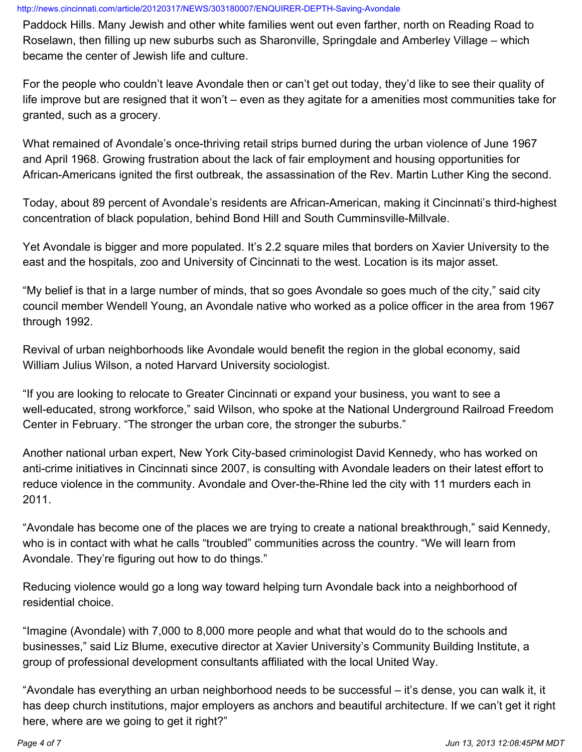Paddock Hills. Many Jewish and other white families went out even farther, north on Reading Road to Roselawn, then filling up new suburbs such as Sharonville, Springdale and Amberley Village – which became the center of Jewish life and culture.

For the people who couldn't leave Avondale then or can't get out today, they'd like to see their quality of life improve but are resigned that it won't – even as they agitate for a amenities most communities take for granted, such as a grocery.

What remained of Avondale's once-thriving retail strips burned during the urban violence of June 1967 and April 1968. Growing frustration about the lack of fair employment and housing opportunities for African-Americans ignited the first outbreak, the assassination of the Rev. Martin Luther King the second.

Today, about 89 percent of Avondale's residents are African-American, making it Cincinnati's third-highest concentration of black population, behind Bond Hill and South Cumminsville-Millvale.

Yet Avondale is bigger and more populated. It's 2.2 square miles that borders on Xavier University to the east and the hospitals, zoo and University of Cincinnati to the west. Location is its major asset.

"My belief is that in a large number of minds, that so goes Avondale so goes much of the city," said city council member Wendell Young, an Avondale native who worked as a police officer in the area from 1967 through 1992.

Revival of urban neighborhoods like Avondale would benefit the region in the global economy, said William Julius Wilson, a noted Harvard University sociologist.

"If you are looking to relocate to Greater Cincinnati or expand your business, you want to see a well-educated, strong workforce," said Wilson, who spoke at the National Underground Railroad Freedom Center in February. "The stronger the urban core, the stronger the suburbs."

Another national urban expert, New York City-based criminologist David Kennedy, who has worked on anti-crime initiatives in Cincinnati since 2007, is consulting with Avondale leaders on their latest effort to reduce violence in the community. Avondale and Over-the-Rhine led the city with 11 murders each in 2011.

"Avondale has become one of the places we are trying to create a national breakthrough," said Kennedy, who is in contact with what he calls "troubled" communities across the country. "We will learn from Avondale. They're figuring out how to do things."

Reducing violence would go a long way toward helping turn Avondale back into a neighborhood of residential choice.

"Imagine (Avondale) with 7,000 to 8,000 more people and what that would do to the schools and businesses," said Liz Blume, executive director at Xavier University's Community Building Institute, a group of professional development consultants affiliated with the local United Way.

"Avondale has everything an urban neighborhood needs to be successful – it's dense, you can walk it, it has deep church institutions, major employers as anchors and beautiful architecture. If we can't get it right here, where are we going to get it right?"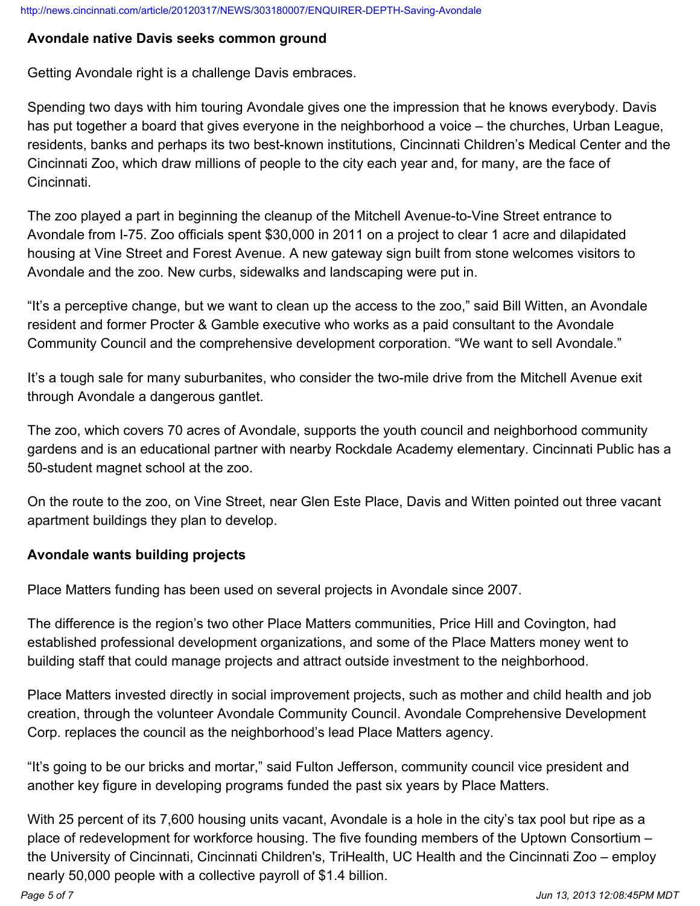### Avondale native Davis seeks common ground

Getting Avondale right is a challenge Davis embraces.

Spending two days with him touring Avondale gives one the impression that he knows everybody. Davis has put together a board that gives everyone in the neighborhood a voice – the churches, Urban League, residents, banks and perhaps its two best-known institutions, Cincinnati Children's Medical Center and the Cincinnati Zoo, which draw millions of people to the city each year and, for many, are the face of Cincinnati.

The zoo played a part in beginning the cleanup of the Mitchell Avenue-to-Vine Street entrance to Avondale from I-75. Zoo officials spent $30,000 in 2011 on a project to clear 1 acre and dilapidated housing at Vine Street and Forest Avenue. A new gateway sign built from stone welcomes visitors to Avondale and the zoo. New curbs, sidewalks and landscaping were put in.

"It's a perceptive change, but we want to clean up the access to the zoo," said Bill Witten, an Avondale resident and former Procter & Gamble executive who works as a paid consultant to the Avondale Community Council and the comprehensive development corporation. "We want to sell Avondale."

It's a tough sale for many suburbanites, who consider the two-mile drive from the Mitchell Avenue exit through Avondale a dangerous gantlet.

The zoo, which covers 70 acres of Avondale, supports the youth council and neighborhood community gardens and is an educational partner with nearby Rockdale Academy elementary. Cincinnati Public has a 50-student magnet school at the zoo.

On the route to the zoo, on Vine Street, near Glen Este Place, Davis and Witten pointed out three vacant apartment buildings they plan to develop.

### Avondale wants building projects

Place Matters funding has been used on several projects in Avondale since 2007.

The difference is the region's two other Place Matters communities, Price Hill and Covington, had established professional development organizations, and some of the Place Matters money went to building staff that could manage projects and attract outside investment to the neighborhood.

Place Matters invested directly in social improvement projects, such as mother and child health and job creation, through the volunteer Avondale Community Council. Avondale Comprehensive Development Corp. replaces the council as the neighborhood's lead Place Matters agency.

"It's going to be our bricks and mortar," said Fulton Jefferson, community council vice president and another key figure in developing programs funded the past six years by Place Matters.

With 25 percent of its 7,600 housing units vacant, Avondale is a hole in the city's tax pool but ripe as a place of redevelopment for workforce housing. The five founding members of the Uptown Consortium – the University of Cincinnati, Cincinnati Children's, TriHealth, UC Health and the Cincinnati Zoo – employ nearly 50,000 people with a collective payroll of $1.4 billion.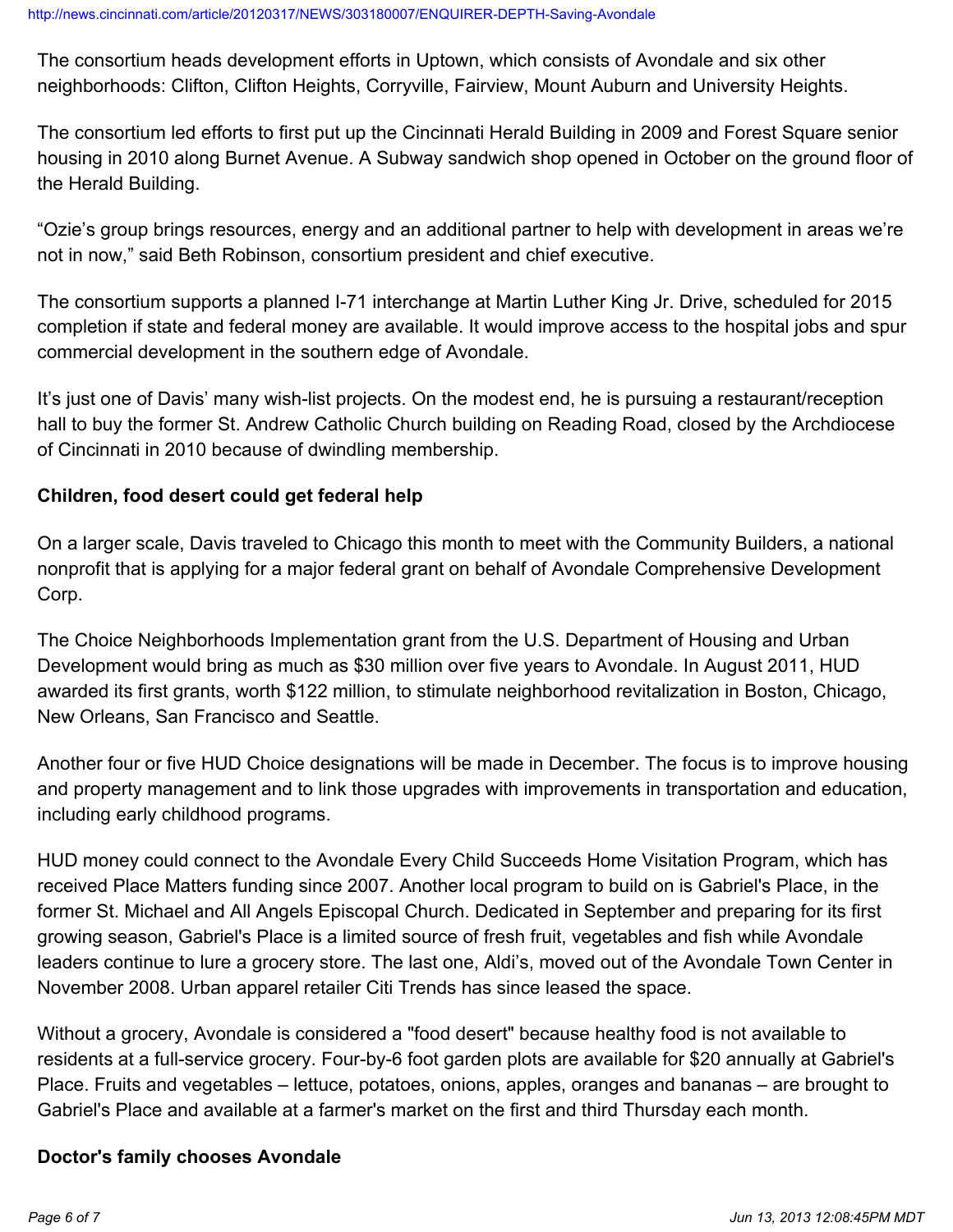The consortium heads development efforts in Uptown, which consists of Avondale and six other neighborhoods: Clifton, Clifton Heights, Corryville, Fairview, Mount Auburn and University Heights.

The consortium led efforts to first put up the Cincinnati Herald Building in 2009 and Forest Square senior housing in 2010 along Burnet Avenue. A Subway sandwich shop opened in October on the ground floor of the Herald Building.

“Ozie’s group brings resources, energy and an additional partner to help with development in areas we’re not in now,” said Beth Robinson, consortium president and chief executive.

The consortium supports a planned I-71 interchange at Martin Luther King Jr. Drive, scheduled for 2015 completion if state and federal money are available. It would improve access to the hospital jobs and spur commercial development in the southern edge of Avondale.

It’s just one of Davis’ many wish-list projects. On the modest end, he is pursuing a restaurant/reception hall to buy the former St. Andrew Catholic Church building on Reading Road, closed by the Archdiocese of Cincinnati in 2010 because of dwindling membership.

**Children, food desert could get federal help**

On a larger scale, Davis traveled to Chicago this month to meet with the Community Builders, a national nonprofit that is applying for a major federal grant on behalf of Avondale Comprehensive Development Corp.

The Choice Neighborhoods Implementation grant from the U.S. Department of Housing and Urban Development would bring as much as $30 million over five years to Avondale. In August 2011, HUD awarded its first grants, worth $122 million, to stimulate neighborhood revitalization in Boston, Chicago, New Orleans, San Francisco and Seattle.

Another four or five HUD Choice designations will be made in December. The focus is to improve housing and property management and to link those upgrades with improvements in transportation and education, including early childhood programs.

HUD money could connect to the Avondale Every Child Succeeds Home Visitation Program, which has received Place Matters funding since 2007. Another local program to build on is Gabriel's Place, in the former St. Michael and All Angels Episcopal Church. Dedicated in September and preparing for its first growing season, Gabriel's Place is a limited source of fresh fruit, vegetables and fish while Avondale leaders continue to lure a grocery store. The last one, Aldi’s, moved out of the Avondale Town Center in November 2008. Urban apparel retailer Citi Trends has since leased the space.

Without a grocery, Avondale is considered a "food desert" because healthy food is not available to residents at a full-service grocery. Four-by-6 foot garden plots are available for $20 annually at Gabriel's Place. Fruits and vegetables – lettuce, potatoes, onions, apples, oranges and bananas – are brought to Gabriel's Place and available at a farmer's market on the first and third Thursday each month.

**Doctor's family chooses Avondale**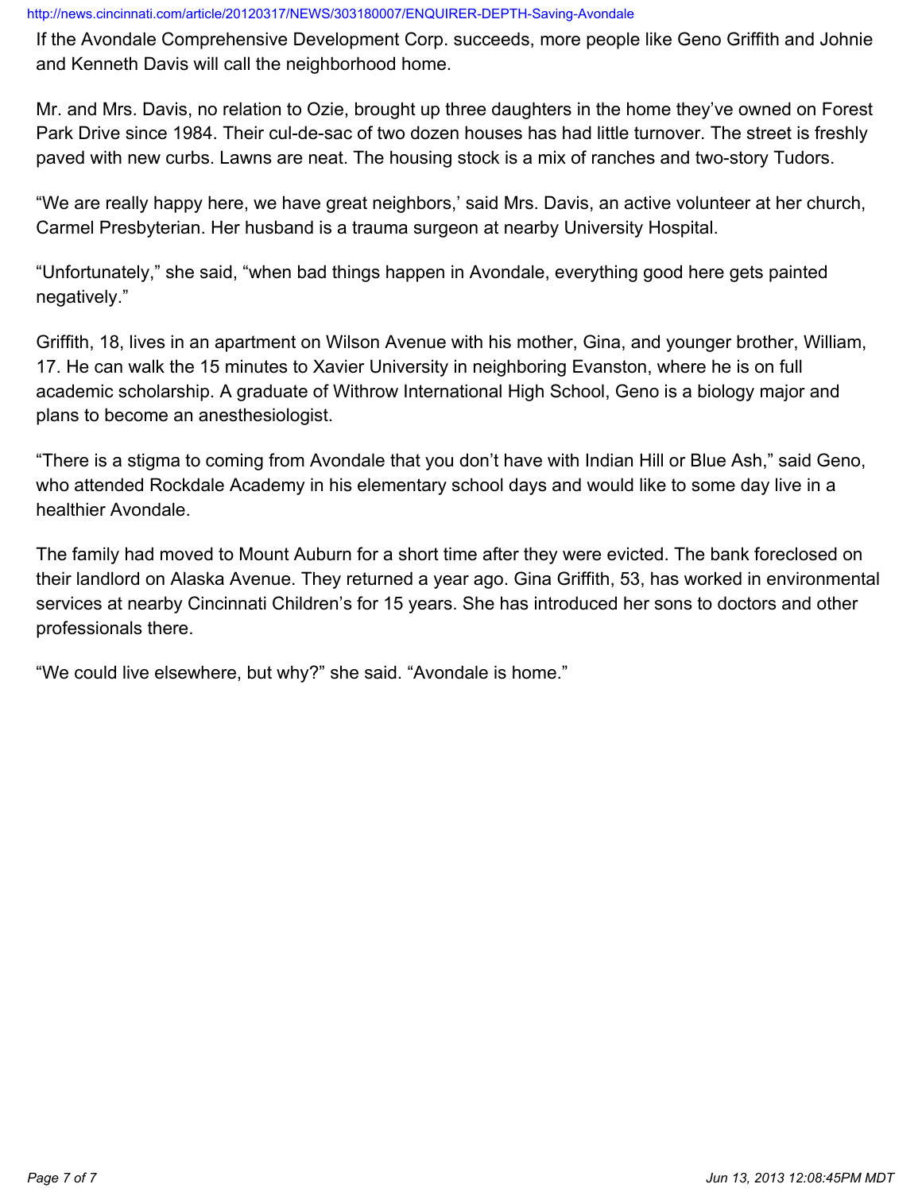If the Avondale Comprehensive Development Corp. succeeds, more people like Geno Griffith and Johnie and Kenneth Davis will call the neighborhood home.

Mr. and Mrs. Davis, no relation to Ozie, brought up three daughters in the home they've owned on Forest Park Drive since 1984. Their cul-de-sac of two dozen houses has had little turnover. The street is freshly paved with new curbs. Lawns are neat. The housing stock is a mix of ranches and two-story Tudors.

"We are really happy here, we have great neighbors,' said Mrs. Davis, an active volunteer at her church, Carmel Presbyterian. Her husband is a trauma surgeon at nearby University Hospital.

"Unfortunately," she said, "when bad things happen in Avondale, everything good here gets painted negatively."

Griffith, 18, lives in an apartment on Wilson Avenue with his mother, Gina, and younger brother, William, 17. He can walk the 15 minutes to Xavier University in neighboring Evanston, where he is on full academic scholarship. A graduate of Withrow International High School, Geno is a biology major and plans to become an anesthesiologist.

"There is a stigma to coming from Avondale that you don't have with Indian Hill or Blue Ash," said Geno, who attended Rockdale Academy in his elementary school days and would like to some day live in a healthier Avondale.

The family had moved to Mount Auburn for a short time after they were evicted. The bank foreclosed on their landlord on Alaska Avenue. They returned a year ago. Gina Griffith, 53, has worked in environmental services at nearby Cincinnati Children's for 15 years. She has introduced her sons to doctors and other professionals there.

"We could live elsewhere, but why?" she said. "Avondale is home."